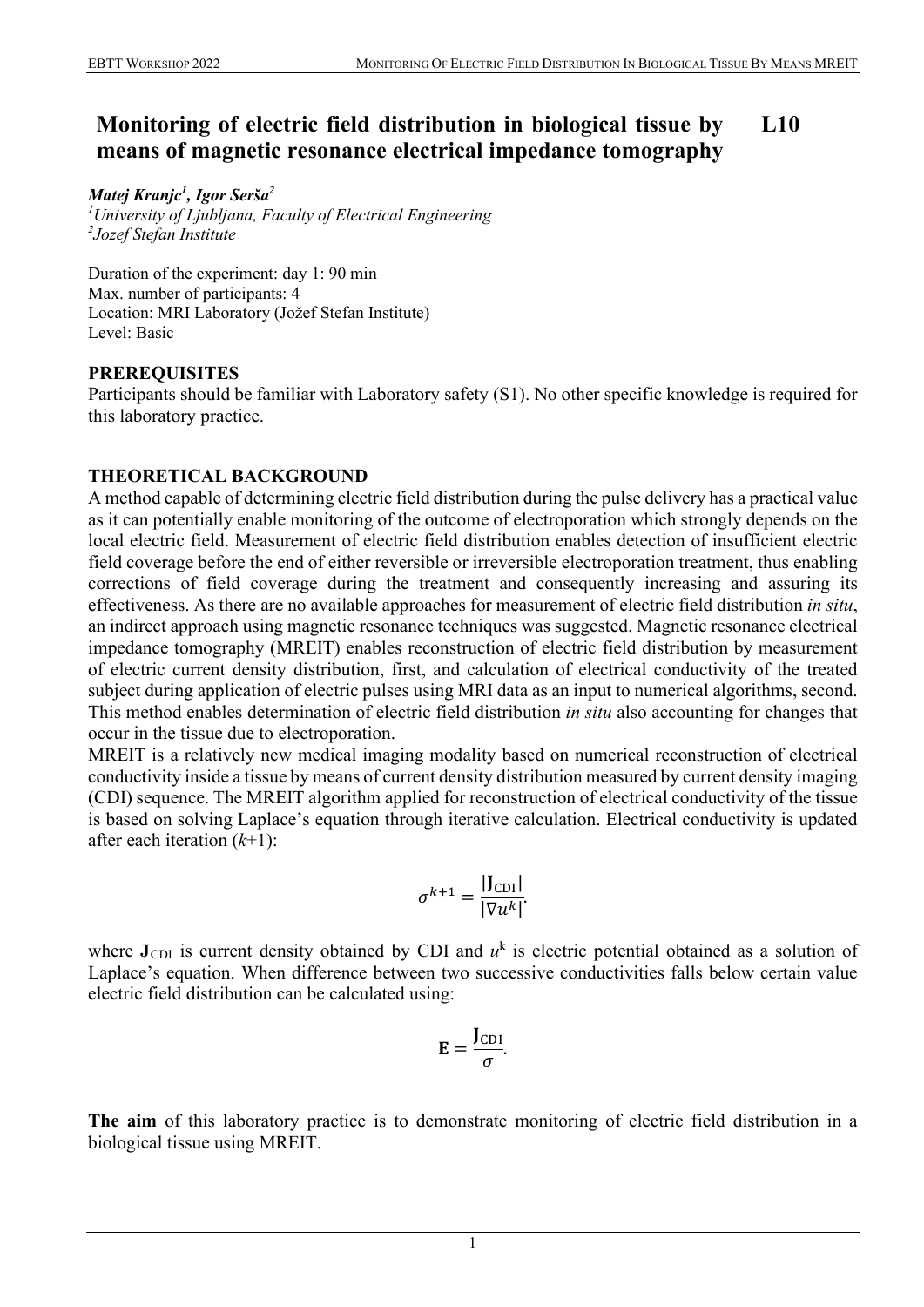# Monitoring of electric field distribution in biological tissue by means of magnetic resonance electrical impedance tomography L10

***Matej Kranjc[1], Igor Serša[2]***

*[1]University of Ljubljana, Faculty of Electrical Engineering*
*[2]Jozef Stefan Institute*

Duration of the experiment: day 1: 90 min
Max. number of participants: 4
Location: MRI Laboratory (Jožef Stefan Institute)
Level: Basic

## PREREQUISITES

Participants should be familiar with Laboratory safety (S1). No other specific knowledge is required for this laboratory practice.

## THEORETICAL BACKGROUND

A method capable of determining electric field distribution during the pulse delivery has a practical value as it can potentially enable monitoring of the outcome of electroporation which strongly depends on the local electric field. Measurement of electric field distribution enables detection of insufficient electric field coverage before the end of either reversible or irreversible electroporation treatment, thus enabling corrections of field coverage during the treatment and consequently increasing and assuring its effectiveness. As there are no available approaches for measurement of electric field distribution *in situ*, an indirect approach using magnetic resonance techniques was suggested. Magnetic resonance electrical impedance tomography (MREIT) enables reconstruction of electric field distribution by measurement of electric current density distribution, first, and calculation of electrical conductivity of the treated subject during application of electric pulses using MRI data as an input to numerical algorithms, second. This method enables determination of electric field distribution *in situ* also accounting for changes that occur in the tissue due to electroporation.

MREIT is a relatively new medical imaging modality based on numerical reconstruction of electrical conductivity inside a tissue by means of current density distribution measured by current density imaging (CDI) sequence. The MREIT algorithm applied for reconstruction of electrical conductivity of the tissue is based on solving Laplace's equation through iterative calculation. Electrical conductivity is updated after each iteration ($k$+1):

$$\sigma^{k+1} = \frac{|\mathbf{J}_{\mathrm{CDI}}|}{|\nabla u^k|}.$$

where $\mathbf{J}_{\mathrm{CDI}}$ is current density obtained by CDI and $u^k$ is electric potential obtained as a solution of Laplace's equation. When difference between two successive conductivities falls below certain value electric field distribution can be calculated using:

$$\mathbf{E} = \frac{\mathbf{J}_{\mathrm{CDI}}}{\sigma}.$$

**The aim** of this laboratory practice is to demonstrate monitoring of electric field distribution in a biological tissue using MREIT.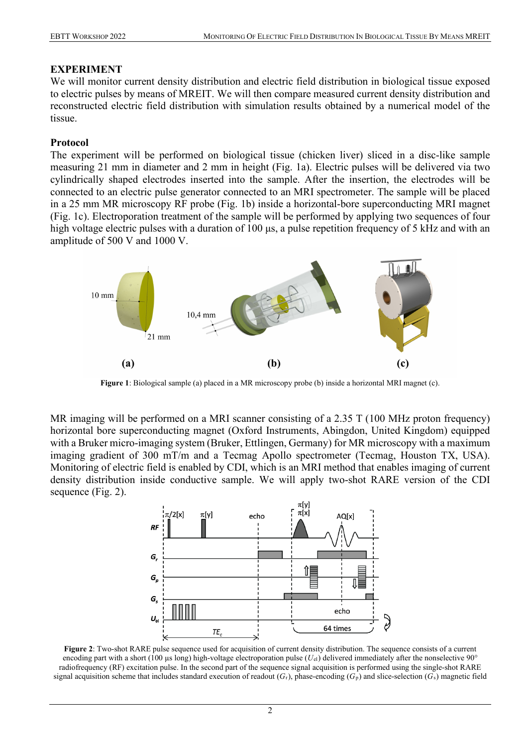## EXPERIMENT

We will monitor current density distribution and electric field distribution in biological tissue exposed to electric pulses by means of MREIT. We will then compare measured current density distribution and reconstructed electric field distribution with simulation results obtained by a numerical model of the tissue.

### Protocol

The experiment will be performed on biological tissue (chicken liver) sliced in a disc-like sample measuring 21 mm in diameter and 2 mm in height (Fig. 1a). Electric pulses will be delivered via two cylindrically shaped electrodes inserted into the sample. After the insertion, the electrodes will be connected to an electric pulse generator connected to an MRI spectrometer. The sample will be placed in a 25 mm MR microscopy RF probe (Fig. 1b) inside a horizontal-bore superconducting MRI magnet (Fig. 1c). Electroporation treatment of the sample will be performed by applying two sequences of four high voltage electric pulses with a duration of 100 µs, a pulse repetition frequency of 5 kHz and with an amplitude of 500 V and 1000 V.

**Figure 1**: Biological sample (a) placed in a MR microscopy probe (b) inside a horizontal MRI magnet (c).

MR imaging will be performed on a MRI scanner consisting of a 2.35 T (100 MHz proton frequency) horizontal bore superconducting magnet (Oxford Instruments, Abingdon, United Kingdom) equipped with a Bruker micro-imaging system (Bruker, Ettlingen, Germany) for MR microscopy with a maximum imaging gradient of 300 mT/m and a Tecmag Apollo spectrometer (Tecmag, Houston TX, USA). Monitoring of electric field is enabled by CDI, which is an MRI method that enables imaging of current density distribution inside conductive sample. We will apply two-shot RARE version of the CDI sequence (Fig. 2).

**Figure 2**: Two-shot RARE pulse sequence used for acquisition of current density distribution. The sequence consists of a current encoding part with a short (100 µs long) high-voltage electroporation pulse ($U_{el}$) delivered immediately after the nonselective 90° radiofrequency (RF) excitation pulse. In the second part of the sequence signal acquisition is performed using the single-shot RARE signal acquisition scheme that includes standard execution of readout ($G_r$), phase-encoding ($G_p$) and slice-selection ($G_s$) magnetic field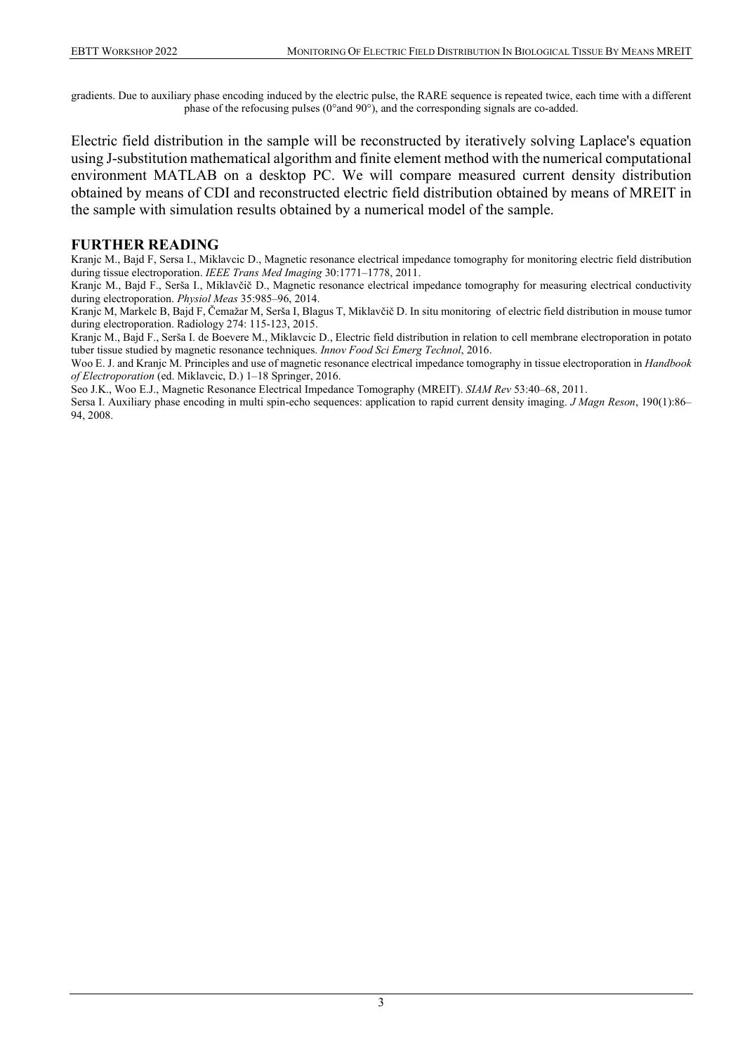gradients. Due to auxiliary phase encoding induced by the electric pulse, the RARE sequence is repeated twice, each time with a different phase of the refocusing pulses (0°and 90°), and the corresponding signals are co-added.

Electric field distribution in the sample will be reconstructed by iteratively solving Laplace's equation using J-substitution mathematical algorithm and finite element method with the numerical computational environment MATLAB on a desktop PC. We will compare measured current density distribution obtained by means of CDI and reconstructed electric field distribution obtained by means of MREIT in the sample with simulation results obtained by a numerical model of the sample.

## FURTHER READING

Kranjc M., Bajd F, Sersa I., Miklavcic D., Magnetic resonance electrical impedance tomography for monitoring electric field distribution during tissue electroporation. *IEEE Trans Med Imaging* 30:1771–1778, 2011.

Kranjc M., Bajd F., Serša I., Miklavčič D., Magnetic resonance electrical impedance tomography for measuring electrical conductivity during electroporation. *Physiol Meas* 35:985–96, 2014.

Kranjc M, Markelc B, Bajd F, Čemažar M, Serša I, Blagus T, Miklavčič D. In situ monitoring of electric field distribution in mouse tumor during electroporation. Radiology 274: 115-123, 2015.

Kranjc M., Bajd F., Serša I. de Boevere M., Miklavcic D., Electric field distribution in relation to cell membrane electroporation in potato tuber tissue studied by magnetic resonance techniques. *Innov Food Sci Emerg Technol*, 2016.

Woo E. J. and Kranjc M. Principles and use of magnetic resonance electrical impedance tomography in tissue electroporation in *Handbook of Electroporation* (ed. Miklavcic, D.) 1–18 Springer, 2016.

Seo J.K., Woo E.J., Magnetic Resonance Electrical Impedance Tomography (MREIT). *SIAM Rev* 53:40–68, 2011.

Sersa I. Auxiliary phase encoding in multi spin-echo sequences: application to rapid current density imaging. *J Magn Reson*, 190(1):86–94, 2008.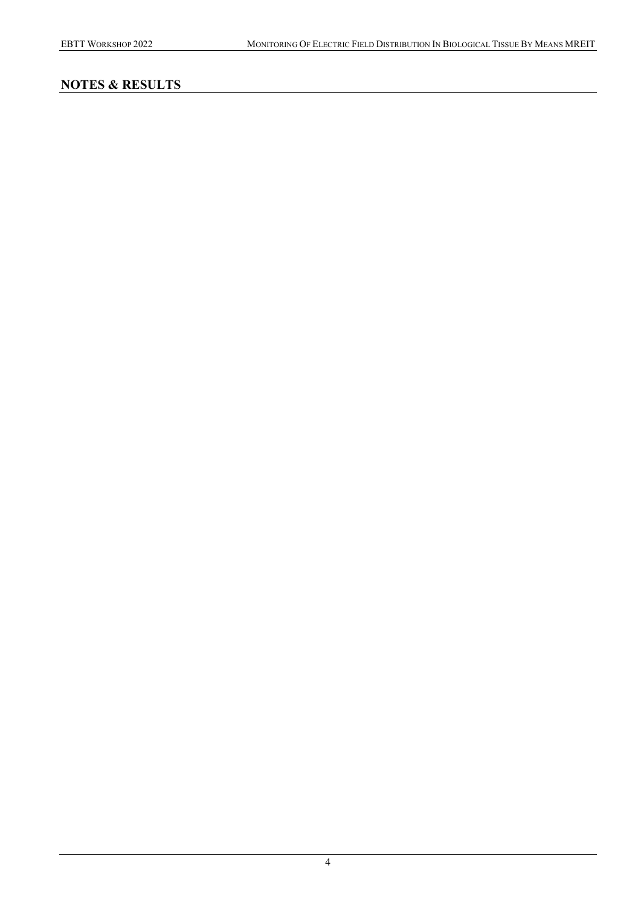## NOTES & RESULTS